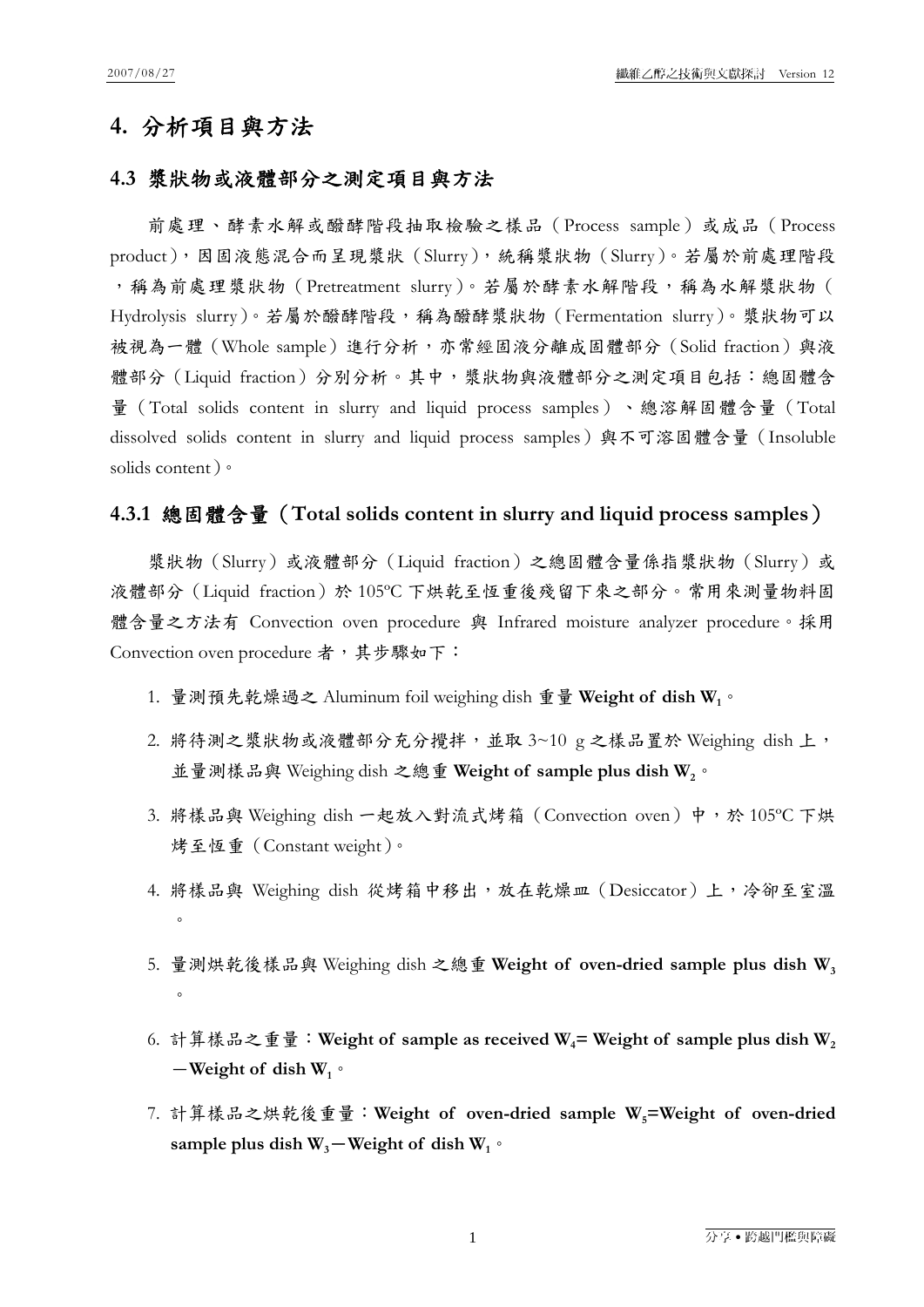# 4. 分析項目與方法

## 4.3 漿狀物或液體部分之測定項目與方法

前處理、酵素水解或醱酵階段抽取檢驗之樣品（Process sample）或成品（Process product），因固液態混合而呈現漿狀（Slurry），統稱漿狀物（Slurry）。若屬於前處理階段，稱為前處理漿狀物（Pretreatment slurry）。若屬於酵素水解階段，稱為水解漿狀物（Hydrolysis slurry）。若屬於醱酵階段，稱為醱酵漿狀物（Fermentation slurry）。漿狀物可以被視為一體（Whole sample）進行分析，亦常經固液分離成固體部分（Solid fraction）與液體部分（Liquid fraction）分別分析。其中，漿狀物與液體部分之測定項目包括：總固體含量（Total solids content in slurry and liquid process samples）、總溶解固體含量（Total dissolved solids content in slurry and liquid process samples）與不可溶固體含量（Insoluble solids content）。

### 4.3.1 總固體含量（Total solids content in slurry and liquid process samples）

漿狀物（Slurry）或液體部分（Liquid fraction）之總固體含量係指漿狀物（Slurry）或液體部分（Liquid fraction）於 105ºC 下烘乾至恆重後殘留下來之部分。常用來測量物料固體含量之方法有 Convection oven procedure 與 Infrared moisture analyzer procedure。採用 Convection oven procedure 者，其步驟如下：

1. 量測預先乾燥過之 Aluminum foil weighing dish 重量 **Weight of dish $W_1$**。
2. 將待測之漿狀物或液體部分充分攪拌，並取 3~10 g 之樣品置於 Weighing dish 上，並量測樣品與 Weighing dish 之總重 **Weight of sample plus dish $W_2$**。
3. 將樣品與 Weighing dish 一起放入對流式烤箱（Convection oven）中，於 105ºC 下烘烤至恆重（Constant weight）。
4. 將樣品與 Weighing dish 從烤箱中移出，放在乾燥皿（Desiccator）上，冷卻至室溫。
5. 量測烘乾後樣品與 Weighing dish 之總重 **Weight of oven-dried sample plus dish $W_3$**。
6. 計算樣品之重量：**Weight of sample as received $W_4$= Weight of sample plus dish $W_2$ －Weight of dish $W_1$**。
7. 計算樣品之烘乾後重量：**Weight of oven-dried sample $W_5$=Weight of oven-dried sample plus dish $W_3$－Weight of dish $W_1$**。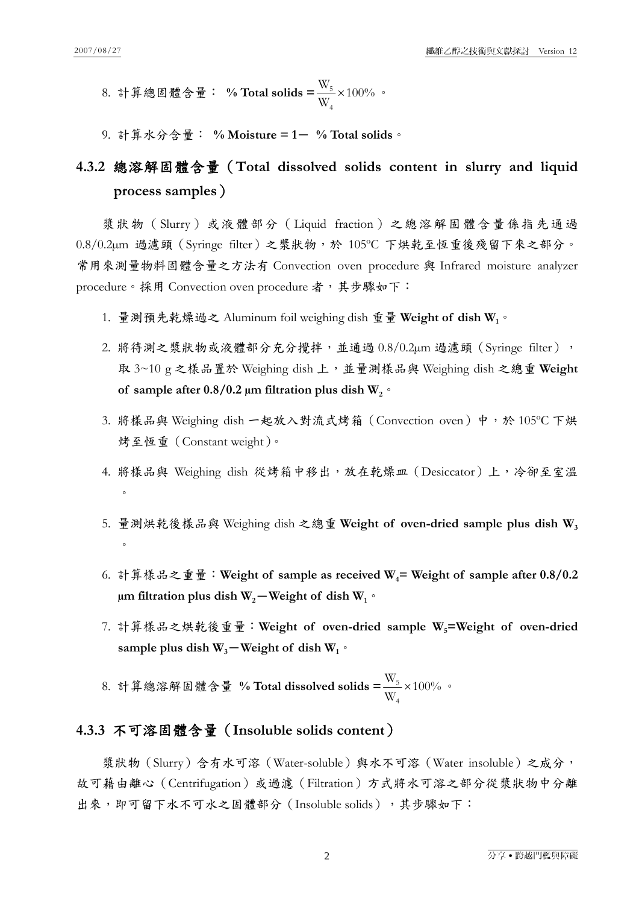8. 計算總固體含量： **% Total solids =** $\frac{W_5}{W_4} \times 100\%$ 。

9. 計算水分含量： **% Moisture = 1－ % Total solids**。

### 4.3.2 總溶解固體含量（Total dissolved solids content in slurry and liquid process samples）

漿狀物（Slurry）或液體部分（Liquid fraction）之總溶解固體含量係指先通過 0.8/0.2μm 過濾頭（Syringe filter）之漿狀物，於 105ºC 下烘乾至恆重後殘留下來之部分。常用來測量物料固體含量之方法有 Convection oven procedure 與 Infrared moisture analyzer procedure。採用 Convection oven procedure 者，其步驟如下：

1. 量測預先乾燥過之 Aluminum foil weighing dish 重量 **Weight of dish $W_1$**。
2. 將待測之漿狀物或液體部分充分攪拌，並通過 0.8/0.2μm 過濾頭（Syringe filter），取 3~10 g 之樣品置於 Weighing dish 上，並量測樣品與 Weighing dish 之總重 **Weight of sample after 0.8/0.2 μm filtration plus dish $W_2$**。
3. 將樣品與 Weighing dish 一起放入對流式烤箱（Convection oven）中，於 105ºC 下烘烤至恆重（Constant weight）。
4. 將樣品與 Weighing dish 從烤箱中移出，放在乾燥皿（Desiccator）上，冷卻至室溫。
5. 量測烘乾後樣品與 Weighing dish 之總重 **Weight of oven-dried sample plus dish $W_3$**。
6. 計算樣品之重量：**Weight of sample as received $W_4$= Weight of sample after 0.8/0.2 μm filtration plus dish $W_2$－Weight of dish $W_1$**。
7. 計算樣品之烘乾後重量：**Weight of oven-dried sample $W_5$=Weight of oven-dried sample plus dish $W_3$－Weight of dish $W_1$**。
8. 計算總溶解固體含量 **% Total dissolved solids =** $\frac{W_5}{W_4} \times 100\%$ 。

### 4.3.3 不可溶固體含量（Insoluble solids content）

漿狀物（Slurry）含有水可溶（Water-soluble）與水不可溶（Water insoluble）之成分，故可藉由離心（Centrifugation）或過濾（Filtration）方式將水可溶之部分從漿狀物中分離出來，即可留下水不可水之固體部分（Insoluble solids），其步驟如下：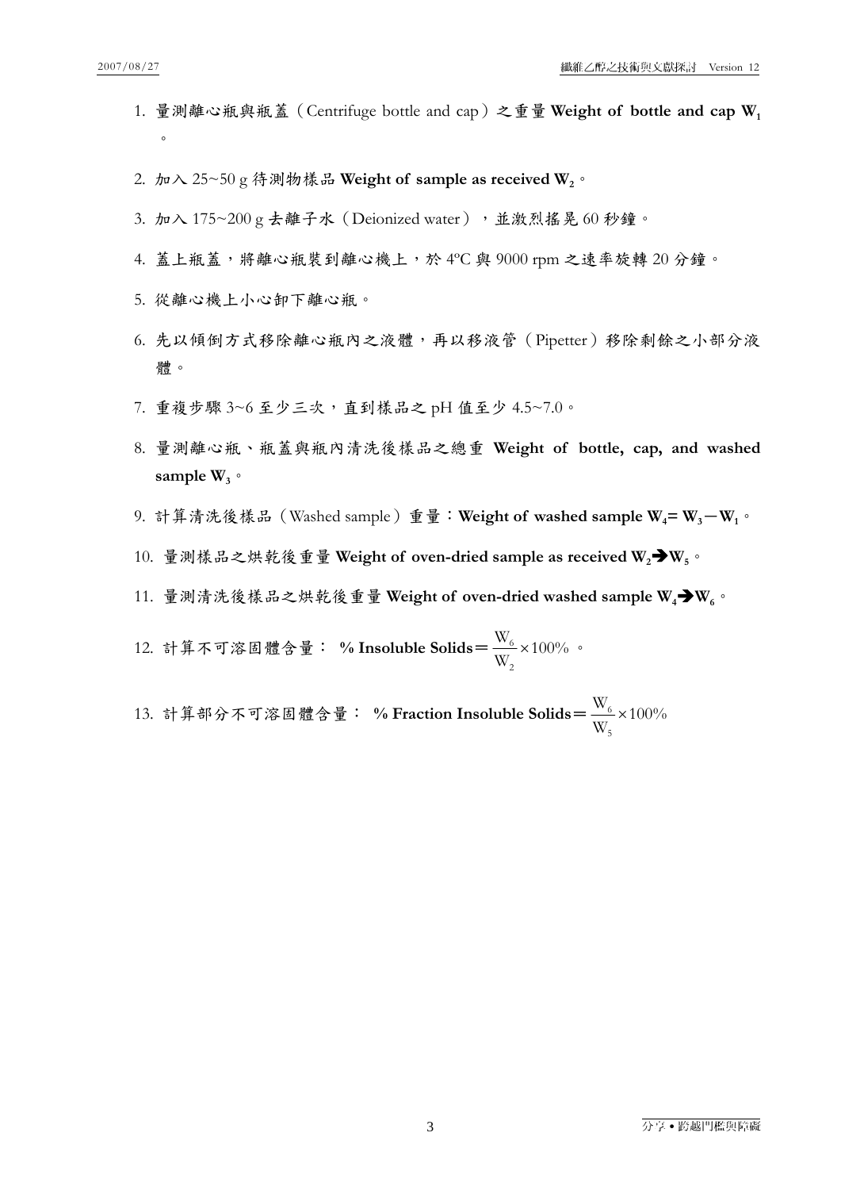1. 量測離心瓶與瓶蓋（Centrifuge bottle and cap）之重量 **Weight of bottle and cap $W_1$**。
2. 加入 25~50 g 待測物樣品 **Weight of sample as received $W_2$**。
3. 加入 175~200 g 去離子水（Deionized water），並激烈搖晃 60 秒鐘。
4. 蓋上瓶蓋，將離心瓶裝到離心機上，於 4ºC 與 9000 rpm 之速率旋轉 20 分鐘。
5. 從離心機上小心卸下離心瓶。
6. 先以傾倒方式移除離心瓶內之液體，再以移液管（Pipetter）移除剩餘之小部分液體。
7. 重複步驟 3~6 至少三次，直到樣品之 pH 值至少 4.5~7.0。
8. 量測離心瓶、瓶蓋與瓶內清洗後樣品之總重 **Weight of bottle, cap, and washed sample $W_3$**。
9. 計算清洗後樣品（Washed sample）重量：**Weight of washed sample $W_4 = W_3 - W_1$**。
10. 量測樣品之烘乾後重量 **Weight of oven-dried sample as received $W_2 \rightarrow W_5$**。
11. 量測清洗後樣品之烘乾後重量 **Weight of oven-dried washed sample $W_4 \rightarrow W_6$**。
12. 計算不可溶固體含量： **% Insoluble Solids** $= \frac{W_6}{W_2} \times 100\%$ 。
13. 計算部分不可溶固體含量： **% Fraction Insoluble Solids** $= \frac{W_6}{W_5} \times 100\%$